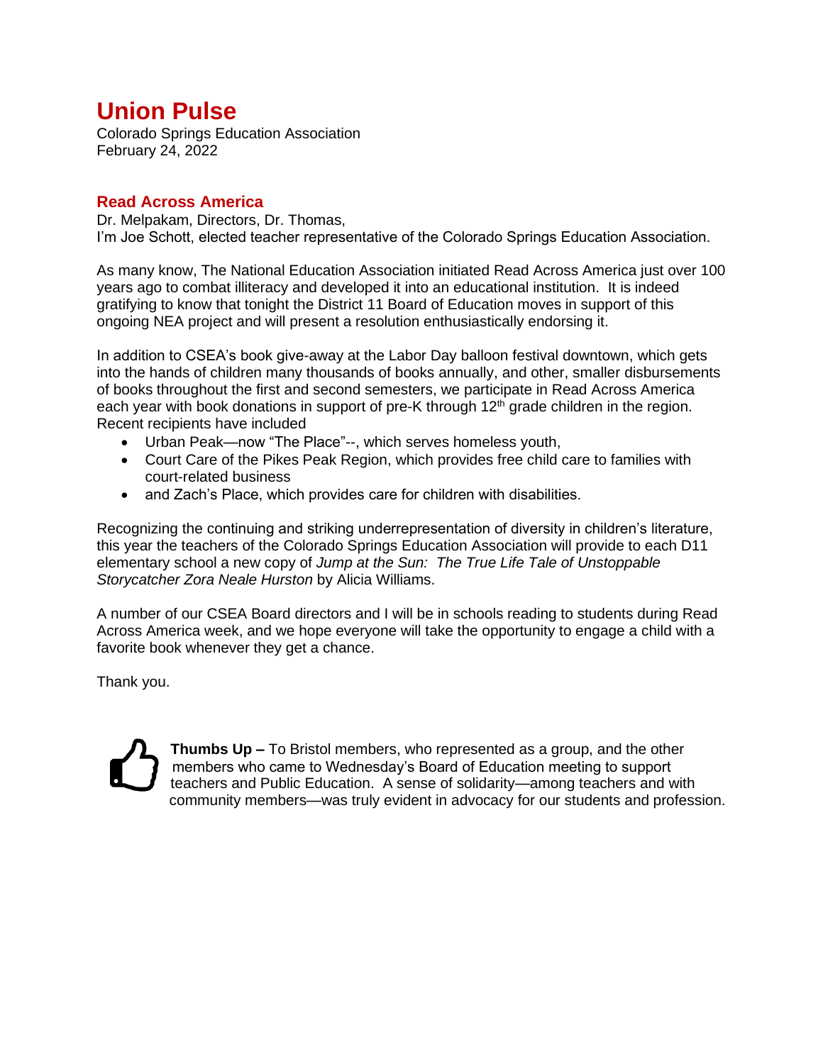# Union Pulse

Colorado Springs Education Association
February 24, 2022

## Read Across America

Dr. Melpakam, Directors, Dr. Thomas,
I'm Joe Schott, elected teacher representative of the Colorado Springs Education Association.

As many know, The National Education Association initiated Read Across America just over 100 years ago to combat illiteracy and developed it into an educational institution. It is indeed gratifying to know that tonight the District 11 Board of Education moves in support of this ongoing NEA project and will present a resolution enthusiastically endorsing it.

In addition to CSEA's book give-away at the Labor Day balloon festival downtown, which gets into the hands of children many thousands of books annually, and other, smaller disbursements of books throughout the first and second semesters, we participate in Read Across America each year with book donations in support of pre-K through 12th grade children in the region. Recent recipients have included

- Urban Peak—now "The Place"--, which serves homeless youth,
- Court Care of the Pikes Peak Region, which provides free child care to families with court-related business
- and Zach's Place, which provides care for children with disabilities.

Recognizing the continuing and striking underrepresentation of diversity in children's literature, this year the teachers of the Colorado Springs Education Association will provide to each D11 elementary school a new copy of *Jump at the Sun: The True Life Tale of Unstoppable Storycatcher Zora Neale Hurston* by Alicia Williams.

A number of our CSEA Board directors and I will be in schools reading to students during Read Across America week, and we hope everyone will take the opportunity to engage a child with a favorite book whenever they get a chance.

Thank you.

**Thumbs Up –** To Bristol members, who represented as a group, and the other members who came to Wednesday's Board of Education meeting to support teachers and Public Education. A sense of solidarity—among teachers and with community members—was truly evident in advocacy for our students and profession.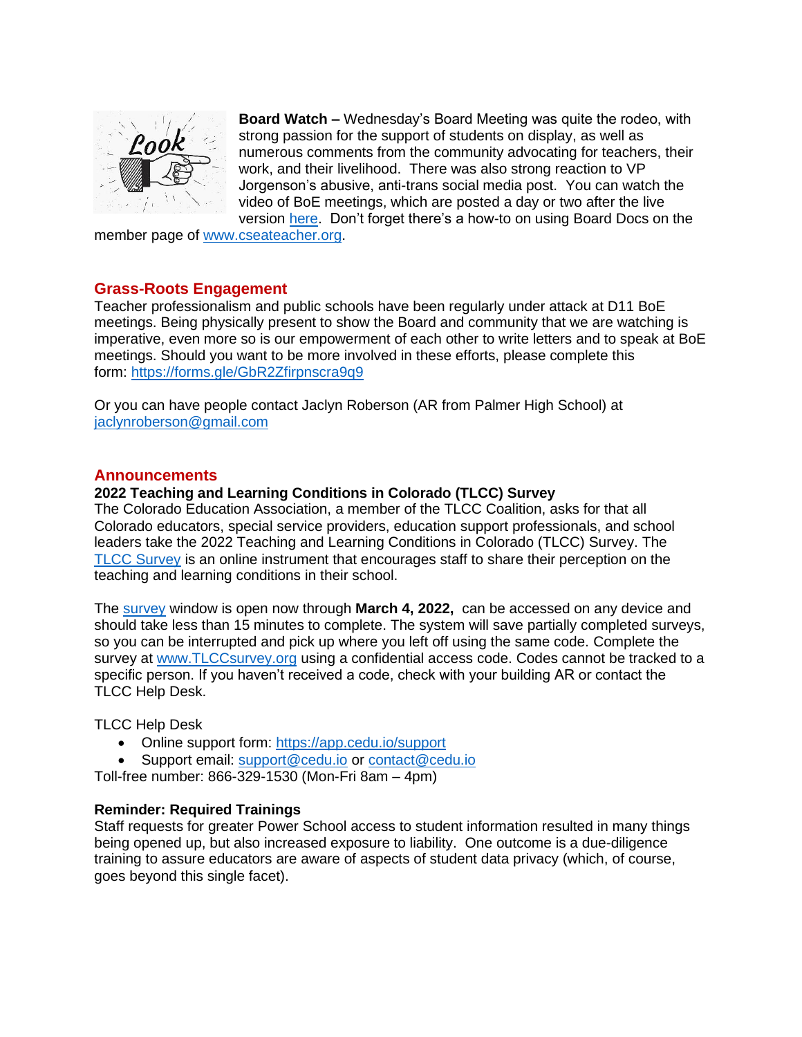**Board Watch –** Wednesday's Board Meeting was quite the rodeo, with strong passion for the support of students on display, as well as numerous comments from the community advocating for teachers, their work, and their livelihood. There was also strong reaction to VP Jorgenson's abusive, anti-trans social media post. You can watch the video of BoE meetings, which are posted a day or two after the live version here. Don't forget there's a how-to on using Board Docs on the member page of www.cseateacher.org.

## Grass-Roots Engagement

Teacher professionalism and public schools have been regularly under attack at D11 BoE meetings. Being physically present to show the Board and community that we are watching is imperative, even more so is our empowerment of each other to write letters and to speak at BoE meetings. Should you want to be more involved in these efforts, please complete this form: https://forms.gle/GbR2Zfirpnscra9q9

Or you can have people contact Jaclyn Roberson (AR from Palmer High School) at jaclynroberson@gmail.com

## Announcements

**2022 Teaching and Learning Conditions in Colorado (TLCC) Survey**

The Colorado Education Association, a member of the TLCC Coalition, asks for that all Colorado educators, special service providers, education support professionals, and school leaders take the 2022 Teaching and Learning Conditions in Colorado (TLCC) Survey. The TLCC Survey is an online instrument that encourages staff to share their perception on the teaching and learning conditions in their school.

The survey window is open now through **March 4, 2022,** can be accessed on any device and should take less than 15 minutes to complete. The system will save partially completed surveys, so you can be interrupted and pick up where you left off using the same code. Complete the survey at www.TLCCsurvey.org using a confidential access code. Codes cannot be tracked to a specific person. If you haven't received a code, check with your building AR or contact the TLCC Help Desk.

TLCC Help Desk

- Online support form: https://app.cedu.io/support
- Support email: support@cedu.io or contact@cedu.io

Toll-free number: 866-329-1530 (Mon-Fri 8am – 4pm)

**Reminder: Required Trainings**

Staff requests for greater Power School access to student information resulted in many things being opened up, but also increased exposure to liability. One outcome is a due-diligence training to assure educators are aware of aspects of student data privacy (which, of course, goes beyond this single facet).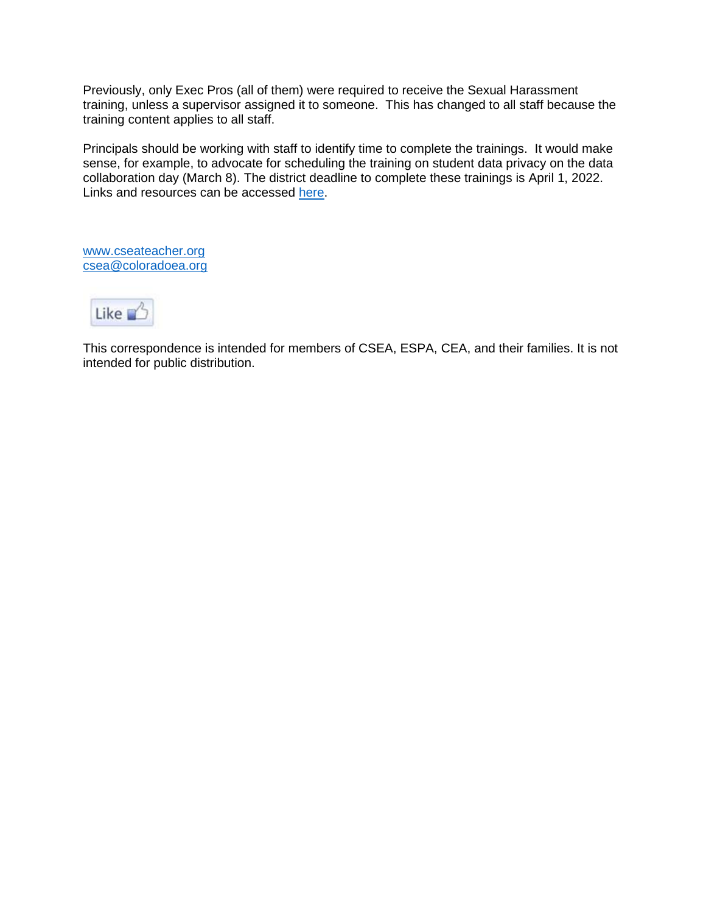Previously, only Exec Pros (all of them) were required to receive the Sexual Harassment training, unless a supervisor assigned it to someone. This has changed to all staff because the training content applies to all staff.

Principals should be working with staff to identify time to complete the trainings. It would make sense, for example, to advocate for scheduling the training on student data privacy on the data collaboration day (March 8). The district deadline to complete these trainings is April 1, 2022. Links and resources can be accessed here.

www.cseateacher.org
csea@coloradoea.org

Like

This correspondence is intended for members of CSEA, ESPA, CEA, and their families. It is not intended for public distribution.